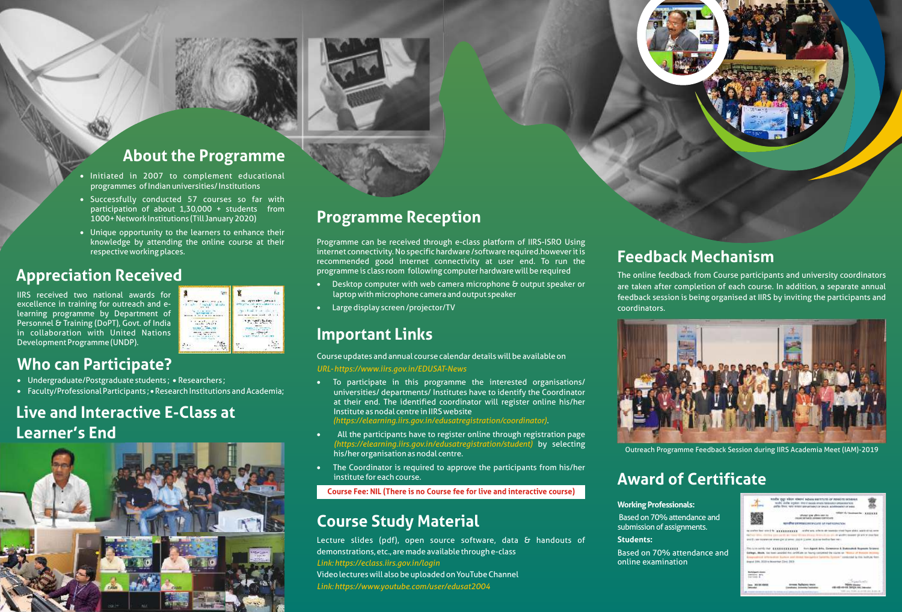## About the Programme

- Initiated in 2007 to complement educational programmes of Indian universities/ Institutions
- Successfully conducted 57 courses so far with participation of about 1,30,000 + students from 1000+ Network Institutions (Till January 2020)
- Unique opportunity to the learners to enhance their knowledge by attending the online course at their respective working places.

## Appreciation Received

IIRS received two national awards for excellence in training for outreach and e-learning programme by Department of Personnel & Training (DoPT), Govt. of India in collaboration with United Nations Development Programme (UNDP).

## Who can Participate?

- Undergraduate/Postgraduate students ; • Researchers ;
- Faculty/Professional Participants ; • Research Institutions and Academia;

## Live and Interactive E-Class at Learner's End

## Programme Reception

Programme can be received through e-class platform of IIRS-ISRO Using internet connectivity. No specific hardware /software required.however it is recommended good internet connectivity at user end. To run the programme is class room following computer hardware will be required

- Desktop computer with web camera microphone & output speaker or laptop with microphone camera and output speaker
- Large display screen /projector/TV

## Important Links

Course updates and annual course calendar details will be available on
*URL- https://www.iirs.gov.in/EDUSAT-News*

- To participate in this programme the interested organisations/ universities/ departments/ Institutes have to identify the Coordinator at their end. The identified coordinator will register online his/her Institute as nodal centre in IIRS website *(https://elearning.iirs.gov.in/edusatregistration/coordinator)*.
- All the participants have to register online through registration page *(https://elearning.iirs.gov.in/edusatregistration/student)* by selecting his/her organisation as nodal centre.
- The Coordinator is required to approve the participants from his/her institute for each course.

**Course Fee: NIL (There is no Course fee for live and interactive course)**

## Course Study Material

Lecture slides (pdf), open source software, data & handouts of demonstrations, etc., are made available through e-class
*Link: https://eclass.iirs.gov.in/login*
Video lectures will also be uploaded on YouTube Channel
*Link: https://www.youtube.com/user/edusat2004*

## Feedback Mechanism

The online feedback from Course participants and university coordinators are taken after completion of each course. In addition, a separate annual feedback session is being organised at IIRS by inviting the participants and coordinators.

Outreach Programme Feedback Session during IIRS Academia Meet (IAM)-2019

## Award of Certificate

**Working Professionals:**
Based on 70% attendance and submission of assignments.

**Students:**
Based on 70% attendance and online examination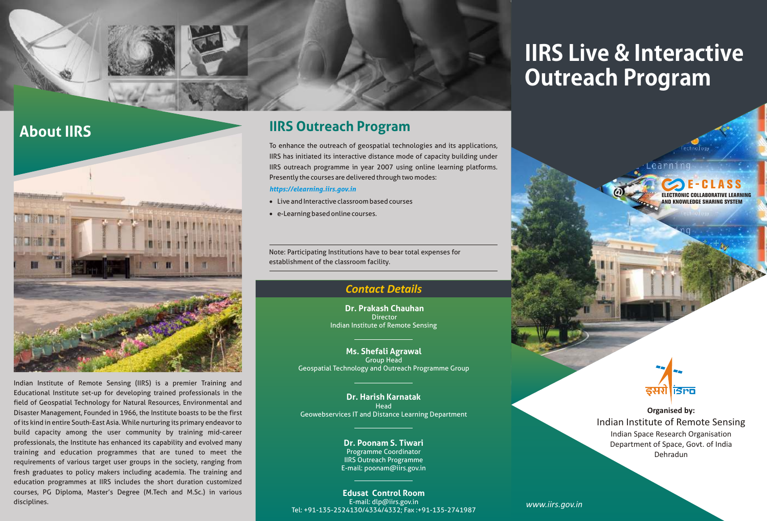## About IIRS

Indian Institute of Remote Sensing (IIRS) is a premier Training and Educational Institute set-up for developing trained professionals in the field of Geospatial Technology for Natural Resources, Environmental and Disaster Management, Founded in 1966, the Institute boasts to be the first of its kind in entire South-East Asia. While nurturing its primary endeavor to build capacity among the user community by training mid-career professionals, the Institute has enhanced its capability and evolved many training and education programmes that are tuned to meet the requirements of various target user groups in the society, ranging from fresh graduates to policy makers including academia. The training and education programmes at IIRS includes the short duration customized courses, PG Diploma, Master's Degree (M.Tech and M.Sc.) in various disciplines.

## IIRS Outreach Program

To enhance the outreach of geospatial technologies and its applications, IIRS has initiated its interactive distance mode of capacity building under IIRS outreach programme in year 2007 using online learning platforms. Presently the courses are delivered through two modes:

*https://elearning.iirs.gov.in*

- Live and Interactive classroom based courses
- e-Learning based online courses.

Note: Participating Institutions have to bear total expenses for establishment of the classroom facility.

### *Contact Details*

**Dr. Prakash Chauhan**
Director
Indian Institute of Remote Sensing

**Ms. Shefali Agrawal**
Group Head
Geospatial Technology and Outreach Programme Group

**Dr. Harish Karnatak**
Head
Geowebservices IT and Distance Learning Department

**Dr. Poonam S. Tiwari**
Programme Coordinator
IIRS Outreach Programme
E-mail: poonam@iirs.gov.in

**Edusat Control Room**
E-mail: dlp@iirs.gov.in
Tel: +91-135-2524130/4334/4332; Fax :+91-135-2741987

# IIRS Live & Interactive Outreach Program

E-CLASS
ELECTRONIC COLLABORATIVE LEARNING AND KNOWLEDGE SHARING SYSTEM

**Organised by:**
Indian Institute of Remote Sensing
Indian Space Research Organisation
Department of Space, Govt. of India
Dehradun

*www.iirs.gov.in*